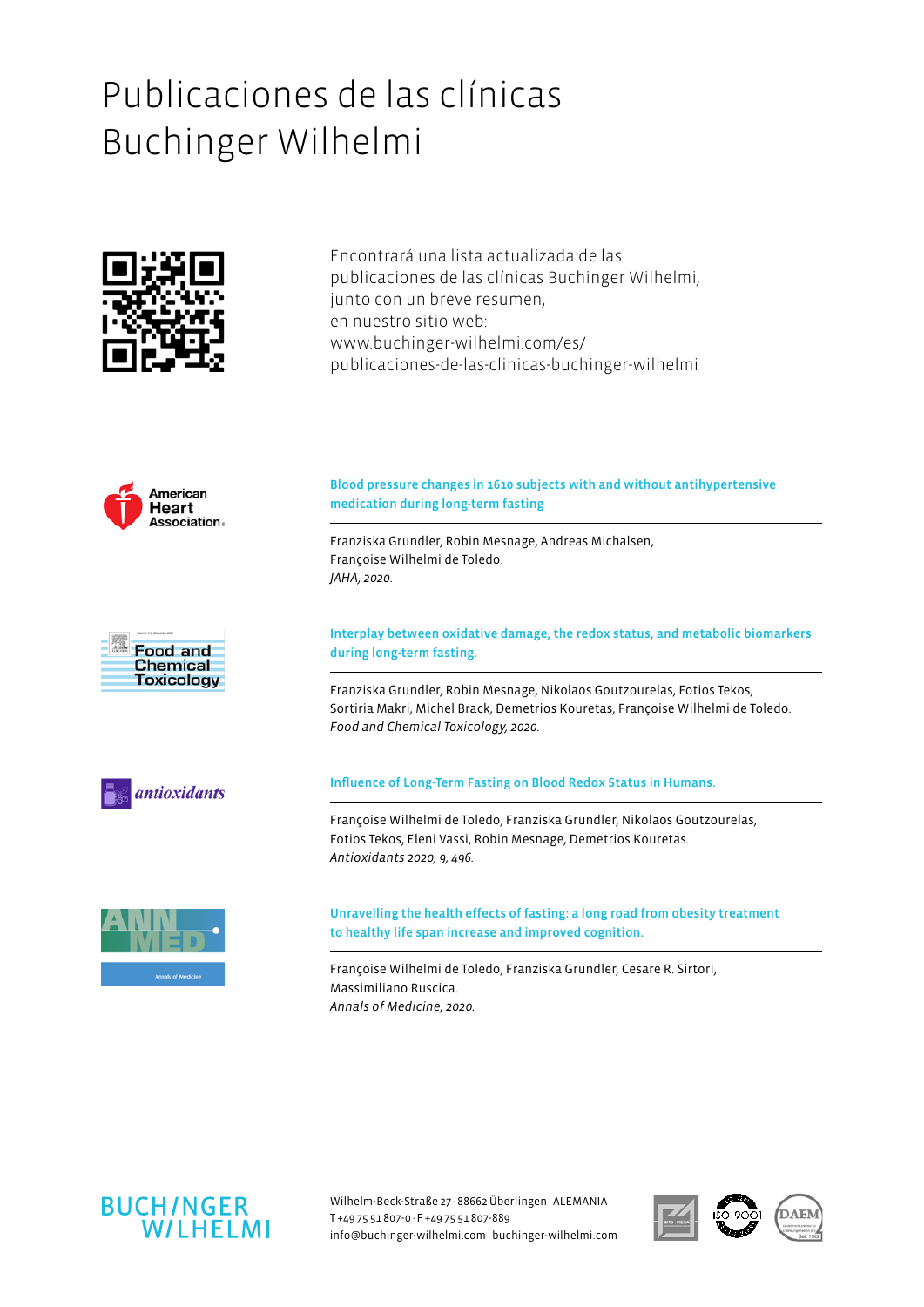# Publicaciones de las clínicas Buchinger Wilhelmi

Encontrará una lista actualizada de las publicaciones de las clínicas Buchinger Wilhelmi, junto con un breve resumen, en nuestro sitio web: www.buchinger-wilhelmi.com/es/publicaciones-de-las-clinicas-buchinger-wilhelmi

### Blood pressure changes in 1610 subjects with and without antihypertensive medication during long-term fasting

Franziska Grundler, Robin Mesnage, Andreas Michalsen, Françoise Wilhelmi de Toledo.
*JAHA, 2020.*

### Interplay between oxidative damage, the redox status, and metabolic biomarkers during long-term fasting.

Franziska Grundler, Robin Mesnage, Nikolaos Goutzourelas, Fotios Tekos, Sortiria Makri, Michel Brack, Demetrios Kouretas, Françoise Wilhelmi de Toledo.
*Food and Chemical Toxicology, 2020.*

### Influence of Long-Term Fasting on Blood Redox Status in Humans.

Françoise Wilhelmi de Toledo, Franziska Grundler, Nikolaos Goutzourelas, Fotios Tekos, Eleni Vassi, Robin Mesnage, Demetrios Kouretas.
*Antioxidants 2020, 9, 496.*

### Unravelling the health effects of fasting: a long road from obesity treatment to healthy life span increase and improved cognition.

Françoise Wilhelmi de Toledo, Franziska Grundler, Cesare R. Sirtori, Massimiliano Ruscica.
*Annals of Medicine, 2020.*

BUCHINGER WILHELMI

Wilhelm-Beck-Straße 27 · 88662 Überlingen · ALEMANIA
T +49 75 51 807-0 · F +49 75 51 807-889
info@buchinger-wilhelmi.com · buchinger-wilhelmi.com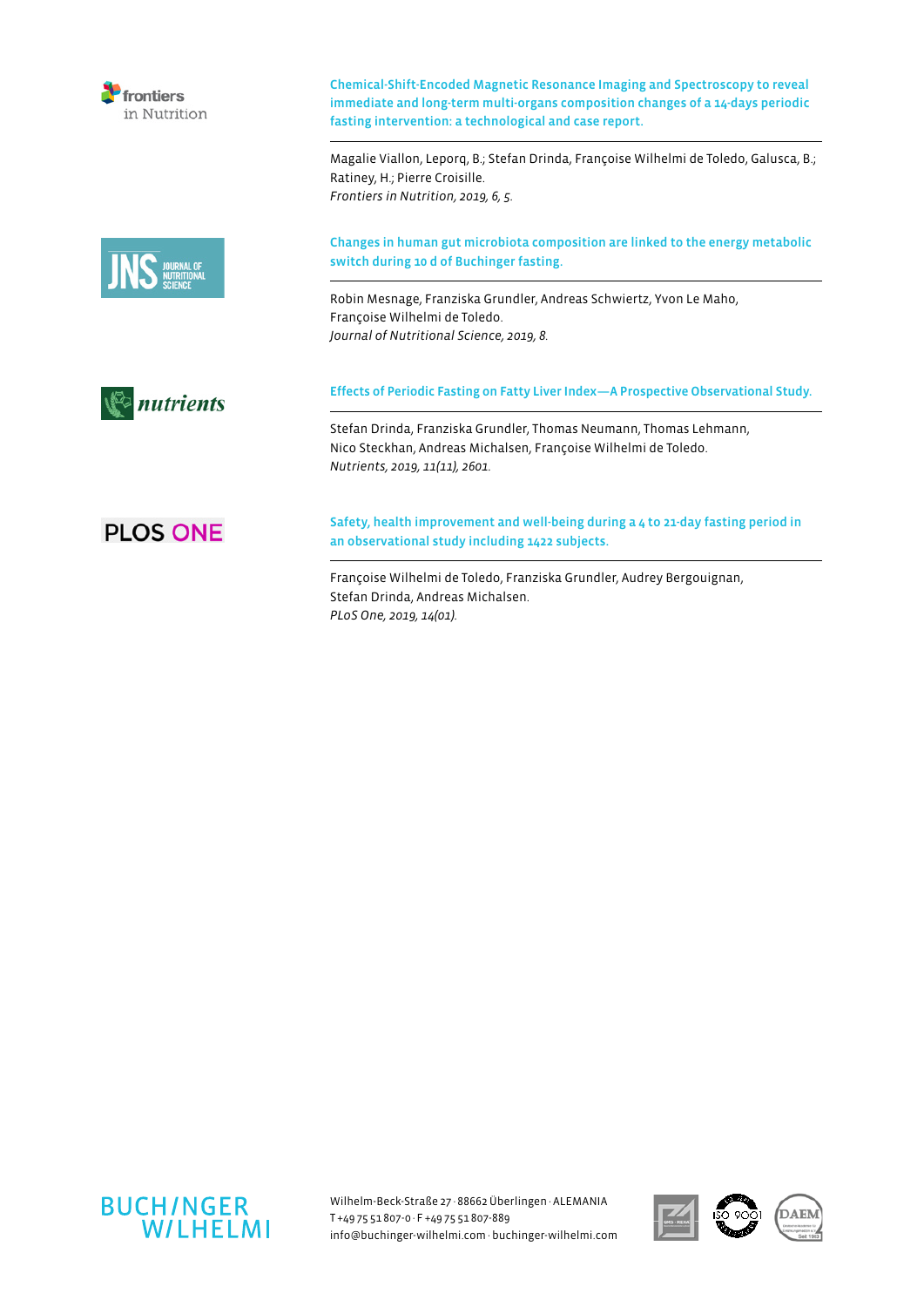frontiers in Nutrition

**Chemical-Shift-Encoded Magnetic Resonance Imaging and Spectroscopy to reveal immediate and long-term multi-organs composition changes of a 14-days periodic fasting intervention: a technological and case report.**

Magalie Viallon, Leporq, B.; Stefan Drinda, Françoise Wilhelmi de Toledo, Galusca, B.; Ratiney, H.; Pierre Croisille.
*Frontiers in Nutrition, 2019, 6, 5.*

JNS JOURNAL OF NUTRITIONAL SCIENCE

**Changes in human gut microbiota composition are linked to the energy metabolic switch during 10 d of Buchinger fasting.**

Robin Mesnage, Franziska Grundler, Andreas Schwiertz, Yvon Le Maho, Françoise Wilhelmi de Toledo.
*Journal of Nutritional Science, 2019, 8.*

nutrients

**Effects of Periodic Fasting on Fatty Liver Index—A Prospective Observational Study.**

Stefan Drinda, Franziska Grundler, Thomas Neumann, Thomas Lehmann, Nico Steckhan, Andreas Michalsen, Françoise Wilhelmi de Toledo.
*Nutrients, 2019, 11(11), 2601.*

PLOS ONE

**Safety, health improvement and well-being during a 4 to 21-day fasting period in an observational study including 1422 subjects.**

Françoise Wilhelmi de Toledo, Franziska Grundler, Audrey Bergouignan, Stefan Drinda, Andreas Michalsen.
*PLoS One, 2019, 14(01).*

BUCHINGER WILHELMI

Wilhelm-Beck-Straße 27 · 88662 Überlingen · ALEMANIA
T +49 75 51 807-0 · F +49 75 51 807-889
info@buchinger-wilhelmi.com · buchinger-wilhelmi.com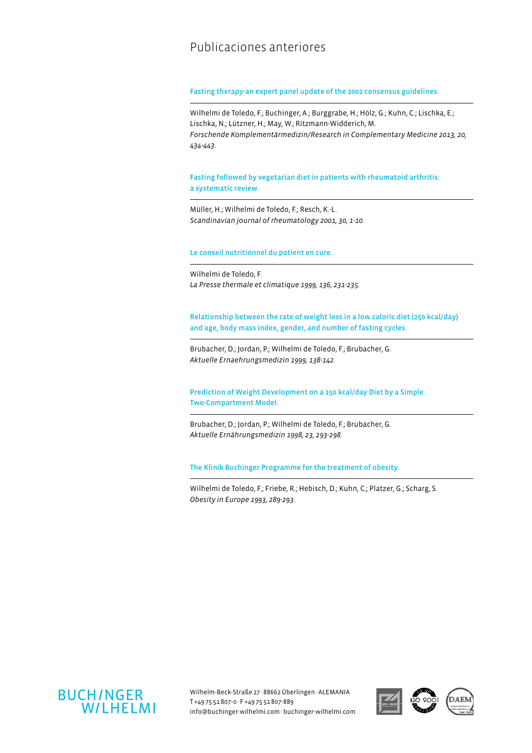# Publicaciones anteriores

**Fasting therapy-an expert panel update of the 2002 consensus guidelines.**

Wilhelmi de Toledo, F.; Buchinger, A.; Burggrabe, H.; Hölz, G.; Kuhn, C.; Lischka, E.; Lischka, N.; Lützner, H.; May, W.; Ritzmann-Widderich, M.
*Forschende Komplementärmedizin/Research in Complementary Medicine 2013, 20, 434-443.*

**Fasting followed by vegetarian diet in patients with rheumatoid arthritis: a systematic review.**

Müller, H.; Wilhelmi de Toledo, F.; Resch, K.-L.
*Scandinavian journal of rheumatology 2001, 30, 1-10.*

**Le conseil nutritionnel du patient en cure.**

Wilhelmi de Toledo, F.
*La Presse thermale et climatique 1999, 136, 231-235.*

**Relationship between the rate of weight loss in a low caloric diet (250 kcal/day) and age, body mass index, gender, and number of fasting cycles.**

Brubacher, D.; Jordan, P.; Wilhelmi de Toledo, F.; Brubacher, G.
*Aktuelle Ernaehrungsmedizin 1999, 138-142.*

**Prediction of Weight Development on a 250 kcal/day Diet by a Simple Two-Compartment Model.**

Brubacher, D.; Jordan, P.; Wilhelmi de Toledo, F.; Brubacher, G.
*Aktuelle Ernährungsmedizin 1998, 23, 293-298.*

**The Klinik Buchinger Programme for the treatment of obesity.**

Wilhelmi de Toledo, F.; Friebe, R.; Hebisch, D.; Kuhn, C.; Platzer, G.; Scharg, S.
*Obesity in Europe 1993, 289-293.*

BUCHINGER WILHELMI

Wilhelm-Beck-Straße 27 · 88662 Überlingen · ALEMANIA
T +49 75 51 807-0 · F +49 75 51 807-889
info@buchinger-wilhelmi.com · buchinger-wilhelmi.com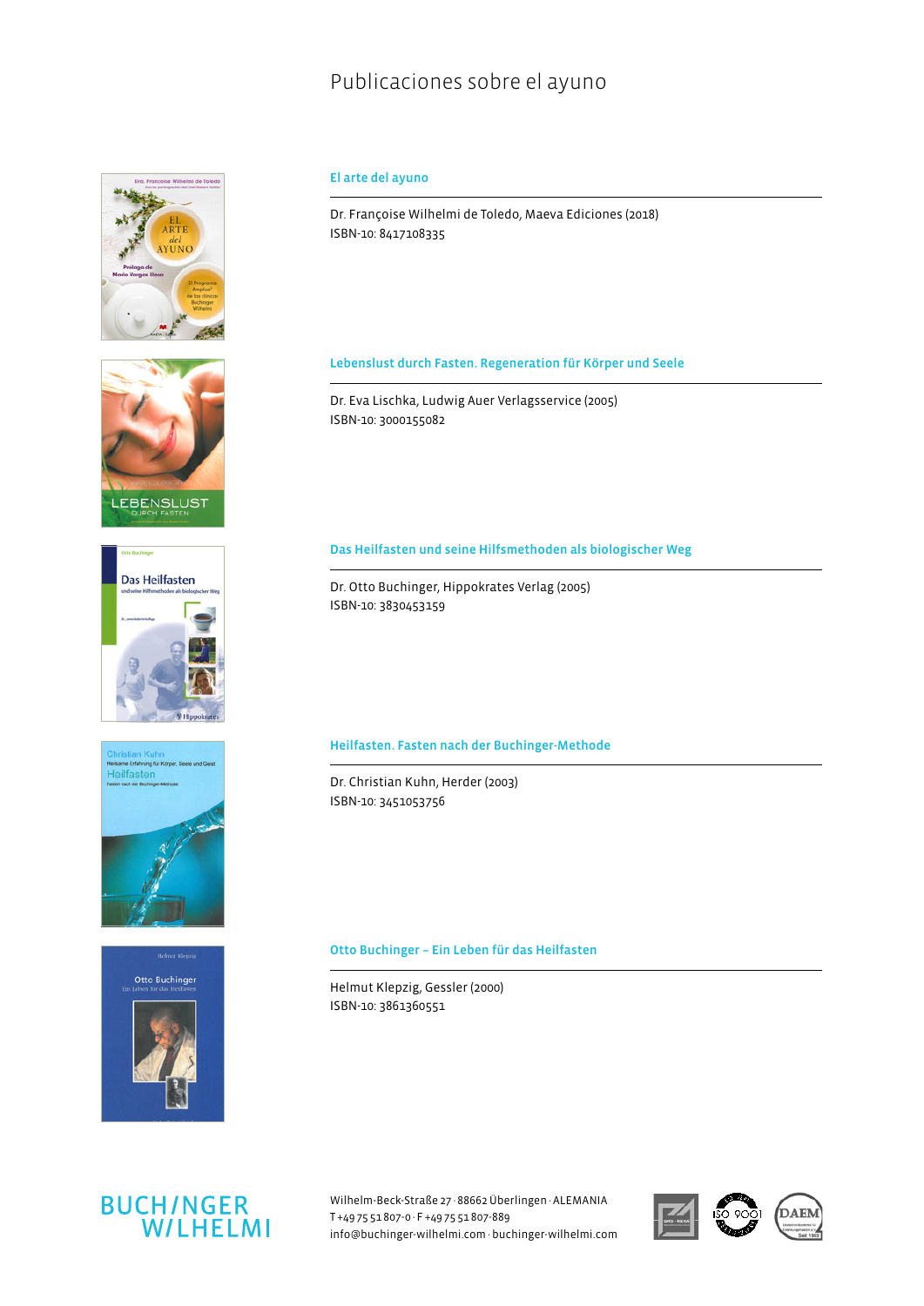# Publicaciones sobre el ayuno

### El arte del ayuno

Dr. Françoise Wilhelmi de Toledo, Maeva Ediciones (2018)
ISBN-10: 8417108335

### Lebenslust durch Fasten. Regeneration für Körper und Seele

Dr. Eva Lischka, Ludwig Auer Verlagsservice (2005)
ISBN-10: 3000155082

### Das Heilfasten und seine Hilfsmethoden als biologischer Weg

Dr. Otto Buchinger, Hippokrates Verlag (2005)
ISBN-10: 3830453159

### Heilfasten. Fasten nach der Buchinger-Methode

Dr. Christian Kuhn, Herder (2003)
ISBN-10: 3451053756

### Otto Buchinger – Ein Leben für das Heilfasten

Helmut Klepzig, Gessler (2000)
ISBN-10: 3861360551

BUCHINGER WILHELMI

Wilhelm-Beck-Straße 27 · 88662 Überlingen · ALEMANIA
T +49 75 51 807-0 · F +49 75 51 807-889
info@buchinger-wilhelmi.com · buchinger-wilhelmi.com